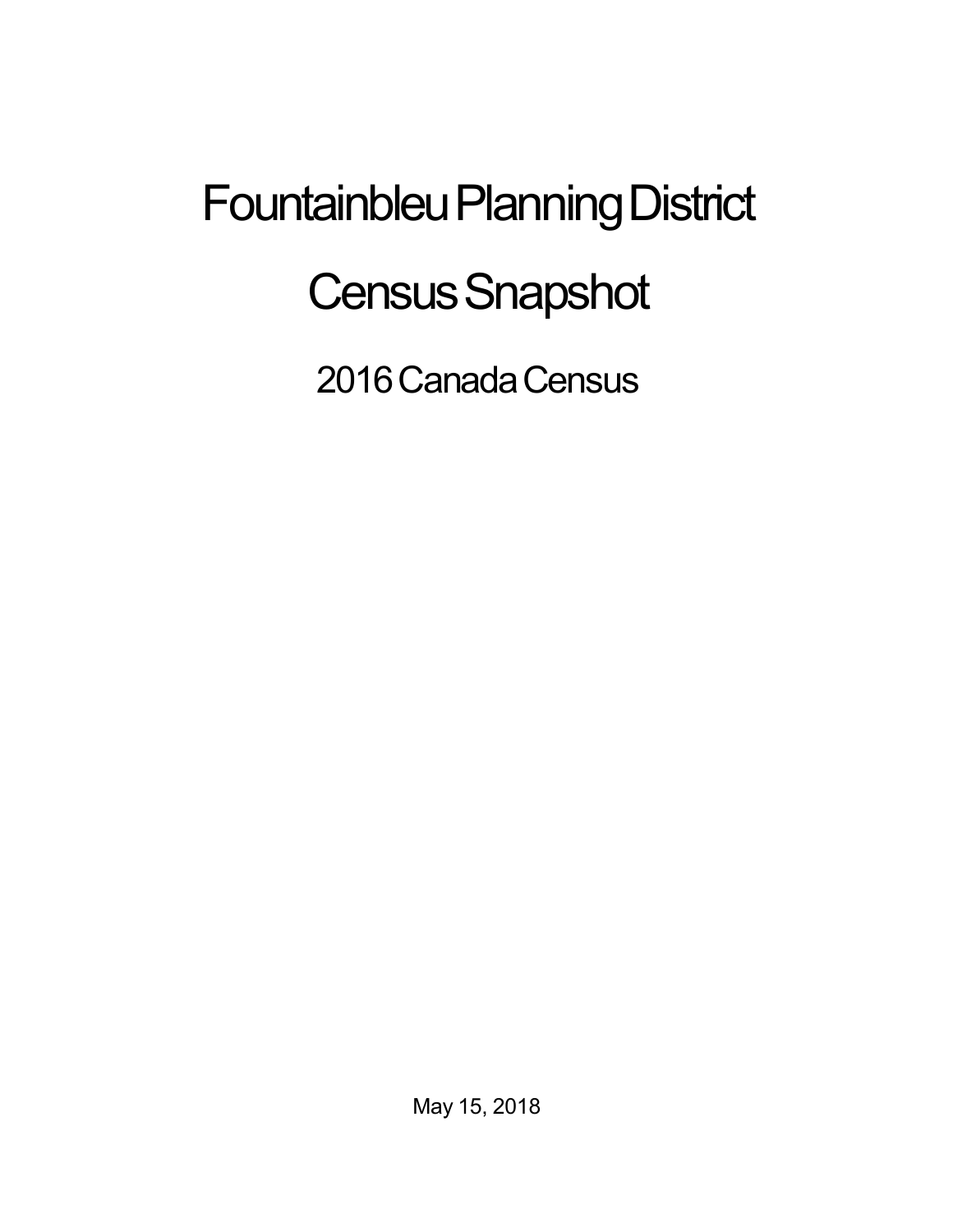# Fountainbleu Planning District

# Census Snapshot

## 2016 Canada Census

May 15, 2018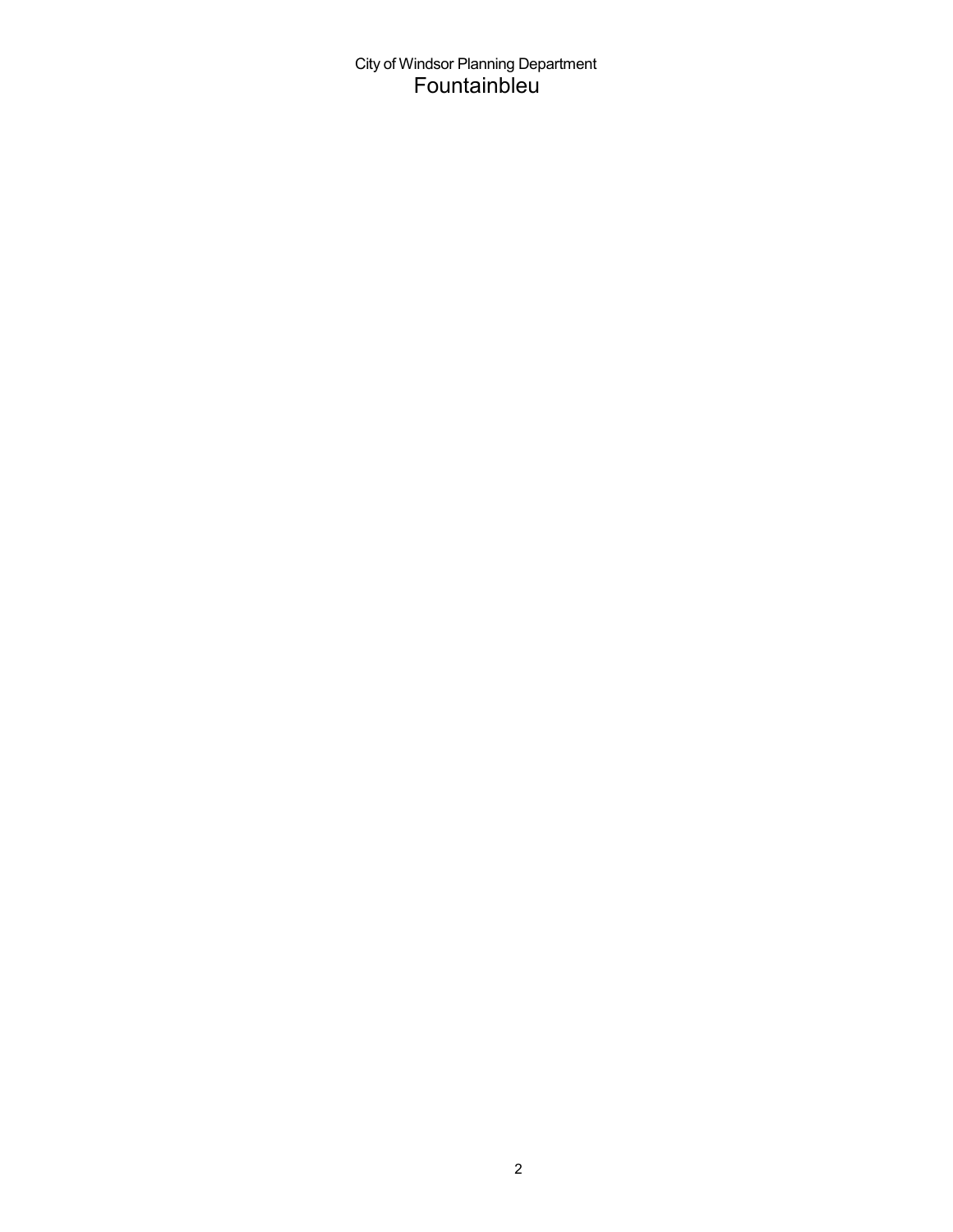City of Windsor Planning Department

# Fountainbleu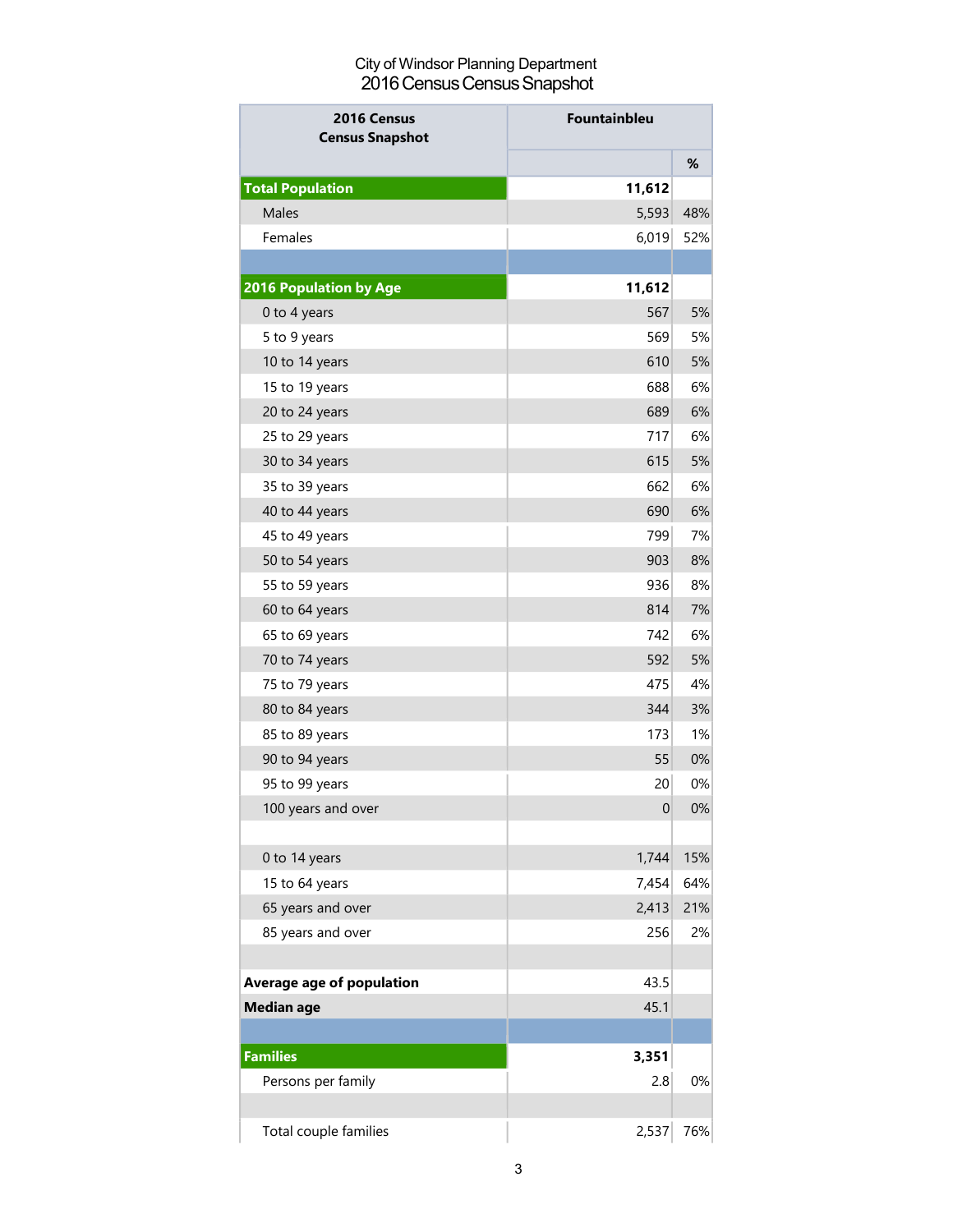City of Windsor Planning Department
2016 Census Census Snapshot

| 2016 Census Census Snapshot | Fountainbleu | |
|---|---|---|
| | | % |
| **Total Population** | **11,612** | |
| Males | 5,593 | 48% |
| Females | 6,019 | 52% |
| | | |
| **2016 Population by Age** | **11,612** | |
| 0 to 4 years | 567 | 5% |
| 5 to 9 years | 569 | 5% |
| 10 to 14 years | 610 | 5% |
| 15 to 19 years | 688 | 6% |
| 20 to 24 years | 689 | 6% |
| 25 to 29 years | 717 | 6% |
| 30 to 34 years | 615 | 5% |
| 35 to 39 years | 662 | 6% |
| 40 to 44 years | 690 | 6% |
| 45 to 49 years | 799 | 7% |
| 50 to 54 years | 903 | 8% |
| 55 to 59 years | 936 | 8% |
| 60 to 64 years | 814 | 7% |
| 65 to 69 years | 742 | 6% |
| 70 to 74 years | 592 | 5% |
| 75 to 79 years | 475 | 4% |
| 80 to 84 years | 344 | 3% |
| 85 to 89 years | 173 | 1% |
| 90 to 94 years | 55 | 0% |
| 95 to 99 years | 20 | 0% |
| 100 years and over | 0 | 0% |
| | | |
| 0 to 14 years | 1,744 | 15% |
| 15 to 64 years | 7,454 | 64% |
| 65 years and over | 2,413 | 21% |
| 85 years and over | 256 | 2% |
| | | |
| **Average age of population** | 43.5 | |
| **Median age** | 45.1 | |
| | | |
| **Families** | **3,351** | |
| Persons per family | 2.8 | 0% |
| | | |
| Total couple families | 2,537 | 76% |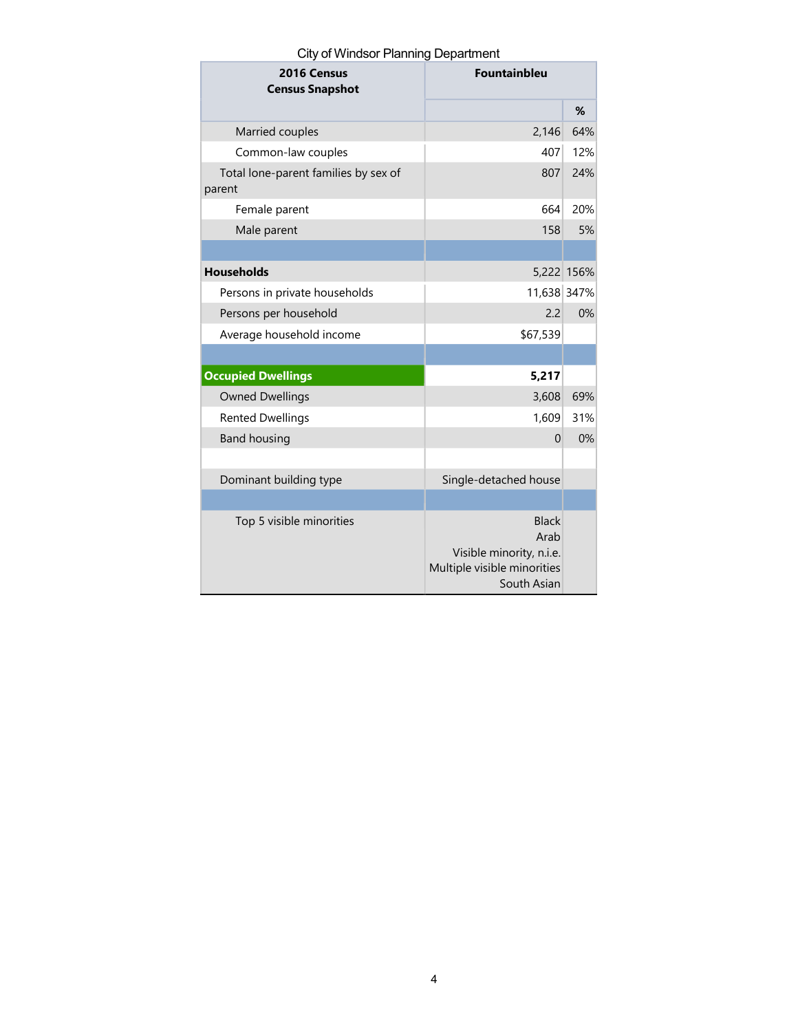City of Windsor Planning Department

| 2016 Census Census Snapshot | Fountainbleu | |
|---|---|---|
| | | % |
| Married couples | 2,146 | 64% |
| Common-law couples | 407 | 12% |
| Total lone-parent families by sex of parent | 807 | 24% |
| Female parent | 664 | 20% |
| Male parent | 158 | 5% |
| | | |
| **Households** | 5,222 | 156% |
| Persons in private households | 11,638 | 347% |
| Persons per household | 2.2 | 0% |
| Average household income | $67,539 | |
| | | |
| **Occupied Dwellings** | **5,217** | |
| Owned Dwellings | 3,608 | 69% |
| Rented Dwellings | 1,609 | 31% |
| Band housing | 0 | 0% |
| | | |
| Dominant building type | Single-detached house | |
| | | |
| Top 5 visible minorities | Black<br>Arab<br>Visible minority, n.i.e.<br>Multiple visible minorities<br>South Asian | |